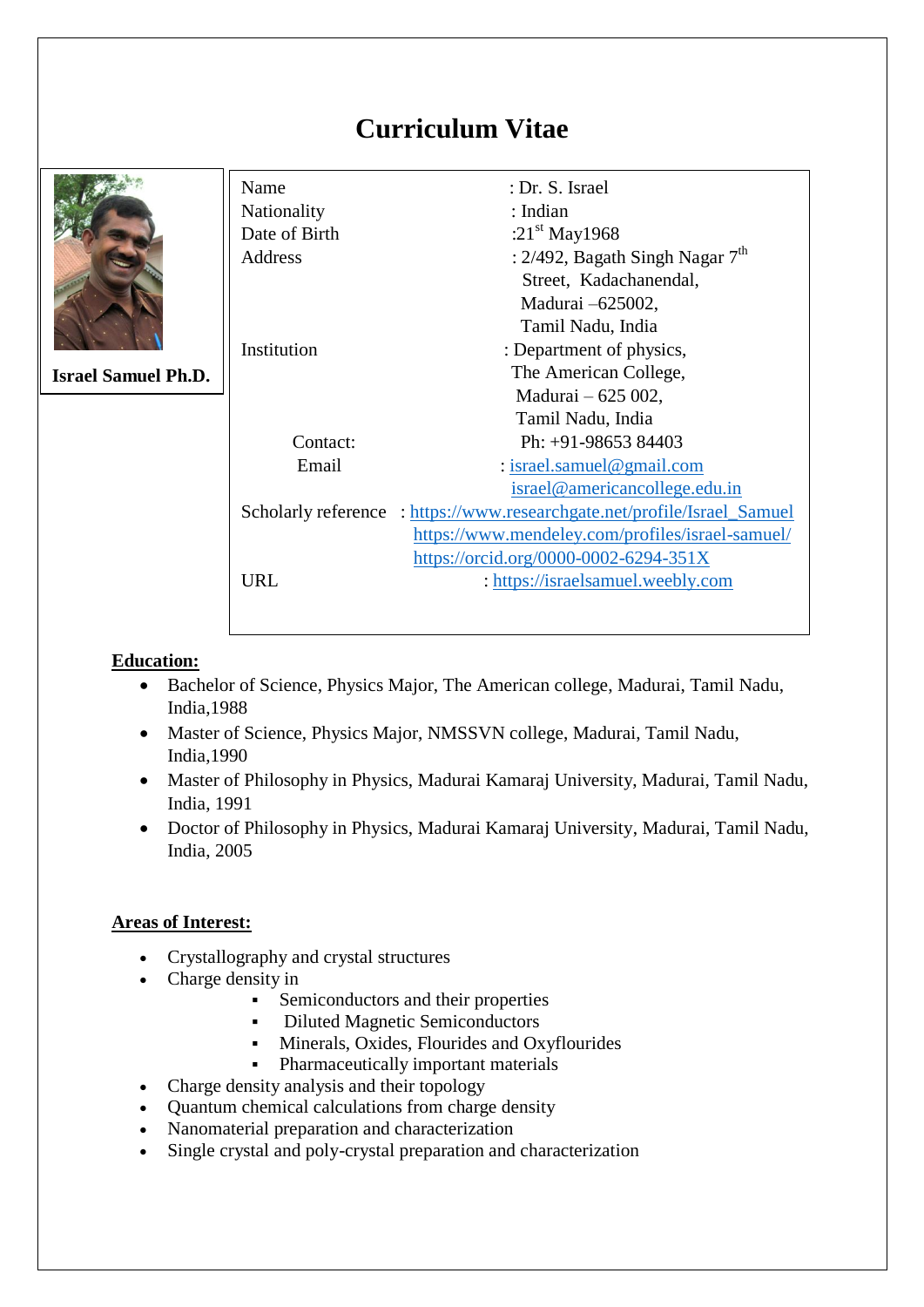# Curriculum Vitae

**Israel Samuel Ph.D.**

| | |
|---|---|
| Name | : Dr. S. Israel |
| Nationality | : Indian |
| Date of Birth | :21st May1968 |
| Address | : 2/492, Bagath Singh Nagar 7th Street, Kadachanendal, Madurai –625002, Tamil Nadu, India |
| Institution | : Department of physics, The American College, Madurai – 625 002, Tamil Nadu, India |
| Contact: | Ph: +91-98653 84403 |
| Email | : israel.samuel@gmail.com israel@americancollege.edu.in |
| Scholarly reference | : https://www.researchgate.net/profile/Israel_Samuel https://www.mendeley.com/profiles/israel-samuel/ https://orcid.org/0000-0002-6294-351X |
| URL | : https://israelsamuel.weebly.com |

## Education:

- Bachelor of Science, Physics Major, The American college, Madurai, Tamil Nadu, India,1988
- Master of Science, Physics Major, NMSSVN college, Madurai, Tamil Nadu, India,1990
- Master of Philosophy in Physics, Madurai Kamaraj University, Madurai, Tamil Nadu, India, 1991
- Doctor of Philosophy in Physics, Madurai Kamaraj University, Madurai, Tamil Nadu, India, 2005

## Areas of Interest:

- Crystallography and crystal structures
- Charge density in
  - Semiconductors and their properties
  - Diluted Magnetic Semiconductors
  - Minerals, Oxides, Flourides and Oxyflourides
  - Pharmaceutically important materials
- Charge density analysis and their topology
- Quantum chemical calculations from charge density
- Nanomaterial preparation and characterization
- Single crystal and poly-crystal preparation and characterization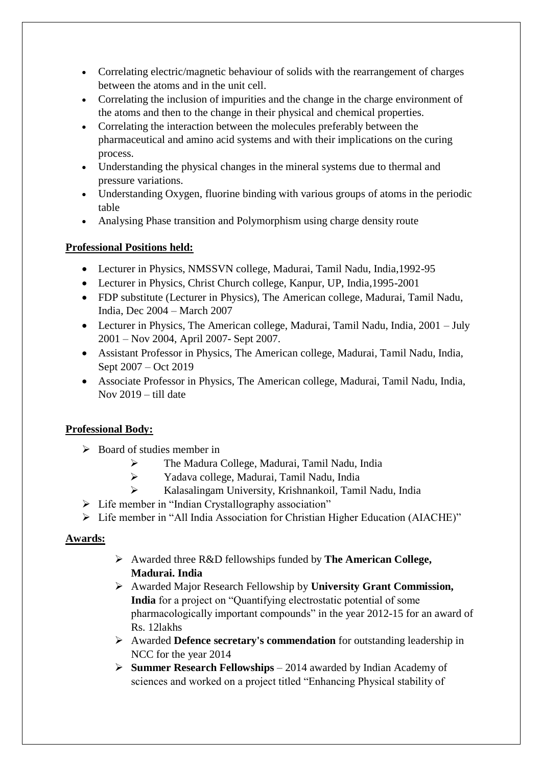- Correlating electric/magnetic behaviour of solids with the rearrangement of charges between the atoms and in the unit cell.
- Correlating the inclusion of impurities and the change in the charge environment of the atoms and then to the change in their physical and chemical properties.
- Correlating the interaction between the molecules preferably between the pharmaceutical and amino acid systems and with their implications on the curing process.
- Understanding the physical changes in the mineral systems due to thermal and pressure variations.
- Understanding Oxygen, fluorine binding with various groups of atoms in the periodic table
- Analysing Phase transition and Polymorphism using charge density route

**Professional Positions held:**

- Lecturer in Physics, NMSSVN college, Madurai, Tamil Nadu, India,1992-95
- Lecturer in Physics, Christ Church college, Kanpur, UP, India,1995-2001
- FDP substitute (Lecturer in Physics), The American college, Madurai, Tamil Nadu, India, Dec 2004 – March 2007
- Lecturer in Physics, The American college, Madurai, Tamil Nadu, India, 2001 – July 2001 – Nov 2004, April 2007- Sept 2007.
- Assistant Professor in Physics, The American college, Madurai, Tamil Nadu, India, Sept 2007 – Oct 2019
- Associate Professor in Physics, The American college, Madurai, Tamil Nadu, India, Nov 2019 – till date

**Professional Body:**

- Board of studies member in
  - The Madura College, Madurai, Tamil Nadu, India
  - Yadava college, Madurai, Tamil Nadu, India
  - Kalasalingam University, Krishnankoil, Tamil Nadu, India
- Life member in "Indian Crystallography association"
- Life member in "All India Association for Christian Higher Education (AIACHE)"

**Awards:**

- Awarded three R&D fellowships funded by **The American College, Madurai. India**
- Awarded Major Research Fellowship by **University Grant Commission, India** for a project on "Quantifying electrostatic potential of some pharmacologically important compounds" in the year 2012-15 for an award of Rs. 12lakhs
- Awarded **Defence secretary's commendation** for outstanding leadership in NCC for the year 2014
- **Summer Research Fellowships** – 2014 awarded by Indian Academy of sciences and worked on a project titled "Enhancing Physical stability of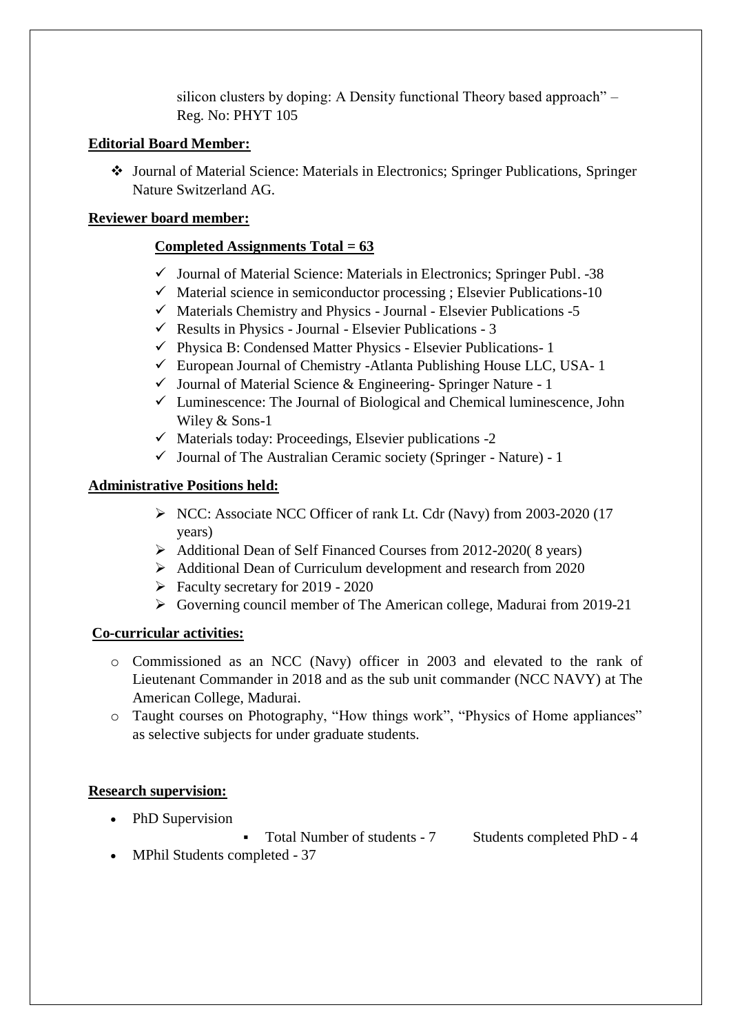silicon clusters by doping: A Density functional Theory based approach" – Reg. No: PHYT 105

**Editorial Board Member:**

- Journal of Material Science: Materials in Electronics; Springer Publications, Springer Nature Switzerland AG.

**Reviewer board member:**

**Completed Assignments Total = 63**

- Journal of Material Science: Materials in Electronics; Springer Publ. -38
- Material science in semiconductor processing ; Elsevier Publications-10
- Materials Chemistry and Physics - Journal - Elsevier Publications -5
- Results in Physics - Journal - Elsevier Publications - 3
- Physica B: Condensed Matter Physics - Elsevier Publications- 1
- European Journal of Chemistry -Atlanta Publishing House LLC, USA- 1
- Journal of Material Science & Engineering- Springer Nature - 1
- Luminescence: The Journal of Biological and Chemical luminescence, John Wiley & Sons-1
- Materials today: Proceedings, Elsevier publications -2
- Journal of The Australian Ceramic society (Springer - Nature) - 1

**Administrative Positions held:**

- NCC: Associate NCC Officer of rank Lt. Cdr (Navy) from 2003-2020 (17 years)
- Additional Dean of Self Financed Courses from 2012-2020( 8 years)
- Additional Dean of Curriculum development and research from 2020
- Faculty secretary for 2019 - 2020
- Governing council member of The American college, Madurai from 2019-21

**Co-curricular activities:**

- Commissioned as an NCC (Navy) officer in 2003 and elevated to the rank of Lieutenant Commander in 2018 and as the sub unit commander (NCC NAVY) at The American College, Madurai.
- Taught courses on Photography, "How things work", "Physics of Home appliances" as selective subjects for under graduate students.

**Research supervision:**

- PhD Supervision
  - Total Number of students - 7 Students completed PhD - 4
- MPhil Students completed - 37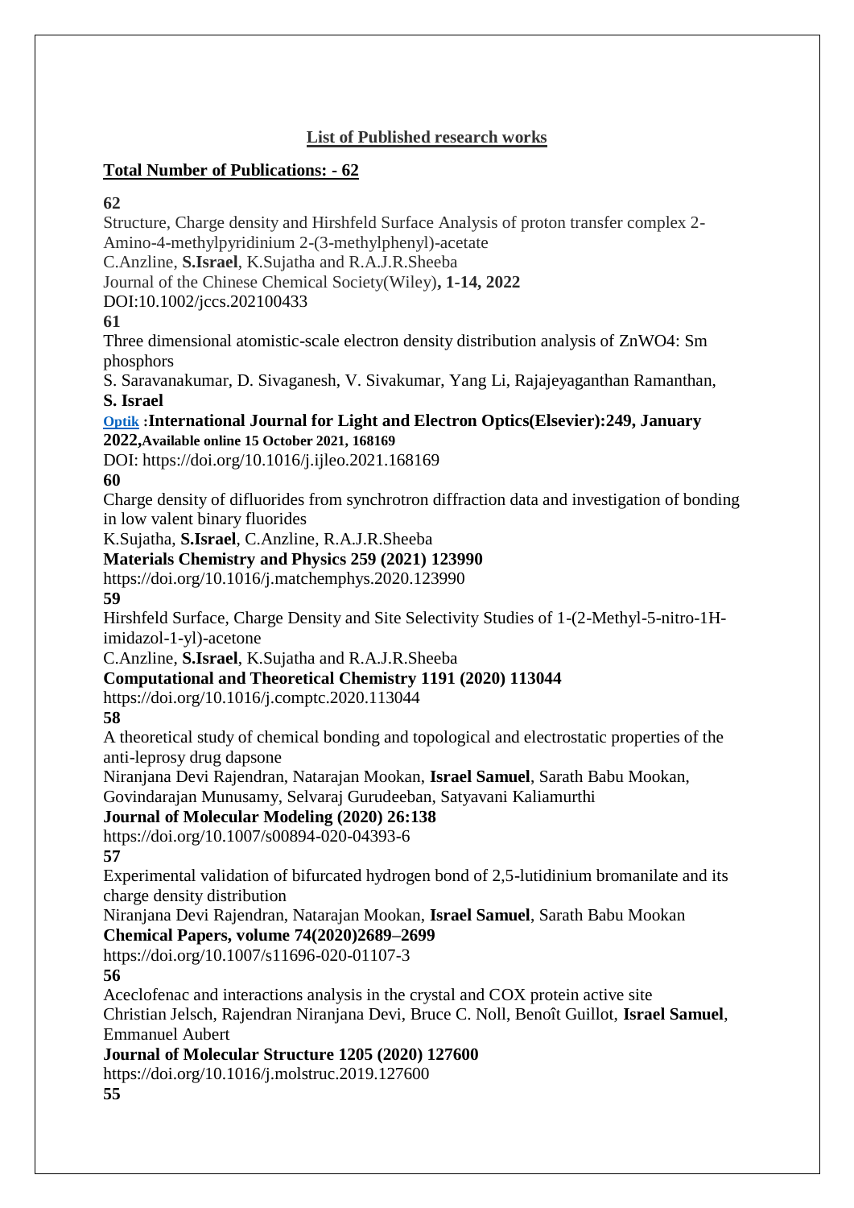## List of Published research works

**Total Number of Publications: - 62**

**62**

Structure, Charge density and Hirshfeld Surface Analysis of proton transfer complex 2-Amino-4-methylpyridinium 2-(3-methylphenyl)-acetate

C.Anzline, **S.Israel**, K.Sujatha and R.A.J.R.Sheeba

Journal of the Chinese Chemical Society(Wiley)**, 1-14, 2022**

DOI:10.1002/jccs.202100433

**61**

Three dimensional atomistic-scale electron density distribution analysis of ZnWO4: Sm phosphors

S. Saravanakumar, D. Sivaganesh, V. Sivakumar, Yang Li, Rajajeyaganthan Ramanthan, **S. Israel**

**Optik :International Journal for Light and Electron Optics(Elsevier):249, January 2022,Available online 15 October 2021, 168169**

DOI: https://doi.org/10.1016/j.ijleo.2021.168169

**60**

Charge density of difluorides from synchrotron diffraction data and investigation of bonding in low valent binary fluorides

K.Sujatha, **S.Israel**, C.Anzline, R.A.J.R.Sheeba

**Materials Chemistry and Physics 259 (2021) 123990**

https://doi.org/10.1016/j.matchemphys.2020.123990

**59**

Hirshfeld Surface, Charge Density and Site Selectivity Studies of 1-(2-Methyl-5-nitro-1H-imidazol-1-yl)-acetone

C.Anzline, **S.Israel**, K.Sujatha and R.A.J.R.Sheeba

**Computational and Theoretical Chemistry 1191 (2020) 113044**

https://doi.org/10.1016/j.comptc.2020.113044

**58**

A theoretical study of chemical bonding and topological and electrostatic properties of the anti-leprosy drug dapsone

Niranjana Devi Rajendran, Natarajan Mookan, **Israel Samuel**, Sarath Babu Mookan, Govindarajan Munusamy, Selvaraj Gurudeeban, Satyavani Kaliamurthi

**Journal of Molecular Modeling (2020) 26:138**

https://doi.org/10.1007/s00894-020-04393-6

**57**

Experimental validation of bifurcated hydrogen bond of 2,5-lutidinium bromanilate and its charge density distribution

Niranjana Devi Rajendran, Natarajan Mookan, **Israel Samuel**, Sarath Babu Mookan

**Chemical Papers, volume 74(2020)2689–2699**

https://doi.org/10.1007/s11696-020-01107-3

**56**

Aceclofenac and interactions analysis in the crystal and COX protein active site

Christian Jelsch, Rajendran Niranjana Devi, Bruce C. Noll, Benoît Guillot, **Israel Samuel**, Emmanuel Aubert

**Journal of Molecular Structure 1205 (2020) 127600**

https://doi.org/10.1016/j.molstruc.2019.127600

**55**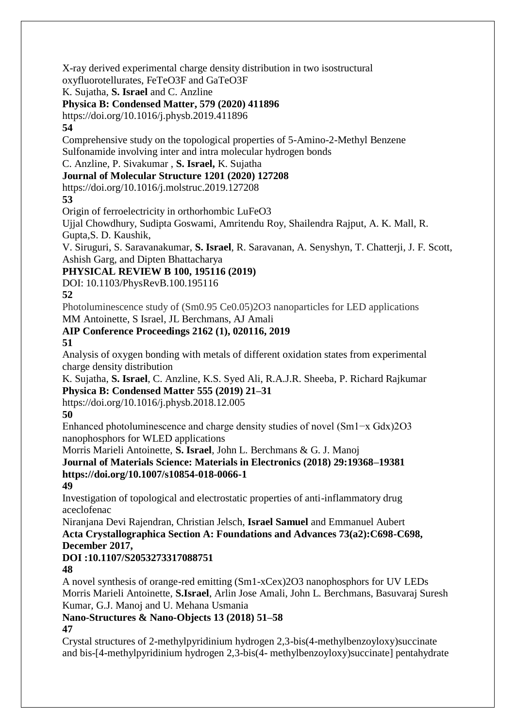X-ray derived experimental charge density distribution in two isostructural oxyfluorotellurates, $FeTeO_3F$ and $GaTeO_3F$

K. Sujatha, **S. Israel** and C. Anzline

**Physica B: Condensed Matter, 579 (2020) 411896**

https://doi.org/10.1016/j.physb.2019.411896

**54**

Comprehensive study on the topological properties of 5-Amino-2-Methyl Benzene Sulfonamide involving inter and intra molecular hydrogen bonds

C. Anzline, P. Sivakumar , **S. Israel,** K. Sujatha

**Journal of Molecular Structure 1201 (2020) 127208**

https://doi.org/10.1016/j.molstruc.2019.127208

**53**

Origin of ferroelectricity in orthorhombic $LuFeO_3$

Ujjal Chowdhury, Sudipta Goswami, Amritendu Roy, Shailendra Rajput, A. K. Mall, R. Gupta,S. D. Kaushik,

V. Siruguri, S. Saravanakumar, **S. Israel**, R. Saravanan, A. Senyshyn, T. Chatterji, J. F. Scott, Ashish Garg, and Dipten Bhattacharya

**PHYSICAL REVIEW B 100, 195116 (2019)**

DOI: 10.1103/PhysRevB.100.195116

**52**

Photoluminescence study of $(Sm_{0.95} Ce_{0.05})_2O_3$ nanoparticles for LED applications

MM Antoinette, S Israel, JL Berchmans, AJ Amali

**AIP Conference Proceedings 2162 (1), 020116, 2019**

**51**

Analysis of oxygen bonding with metals of different oxidation states from experimental charge density distribution

K. Sujatha, **S. Israel**, C. Anzline, K.S. Syed Ali, R.A.J.R. Sheeba, P. Richard Rajkumar

**Physica B: Condensed Matter 555 (2019) 21–31**

https://doi.org/10.1016/j.physb.2018.12.005

**50**

Enhanced photoluminescence and charge density studies of novel $(Sm_{1-x} Gd_x)_2O_3$ nanophosphors for WLED applications

Morris Marieli Antoinette, **S. Israel**, John L. Berchmans & G. J. Manoj

**Journal of Materials Science: Materials in Electronics (2018) 29:19368–19381**
**https://doi.org/10.1007/s10854-018-0066-1**

**49**

Investigation of topological and electrostatic properties of anti-inflammatory drug aceclofenac

Niranjana Devi Rajendran, Christian Jelsch, **Israel Samuel** and Emmanuel Aubert

**Acta Crystallographica Section A: Foundations and Advances 73(a2):C698-C698, December 2017,**

**DOI :10.1107/S2053273317088751**

**48**

A novel synthesis of orange-red emitting $(Sm_{1-x}Ce_x)_2O_3$ nanophosphors for UV LEDs

Morris Marieli Antoinette, **S.Israel**, Arlin Jose Amali, John L. Berchmans, Basuvaraj Suresh Kumar, G.J. Manoj and U. Mehana Usmania

**Nano-Structures & Nano-Objects 13 (2018) 51–58**

**47**

Crystal structures of 2-methylpyridinium hydrogen 2,3-bis(4-methylbenzoyloxy)succinate and bis-[4-methylpyridinium hydrogen 2,3-bis(4- methylbenzoyloxy)succinate] pentahydrate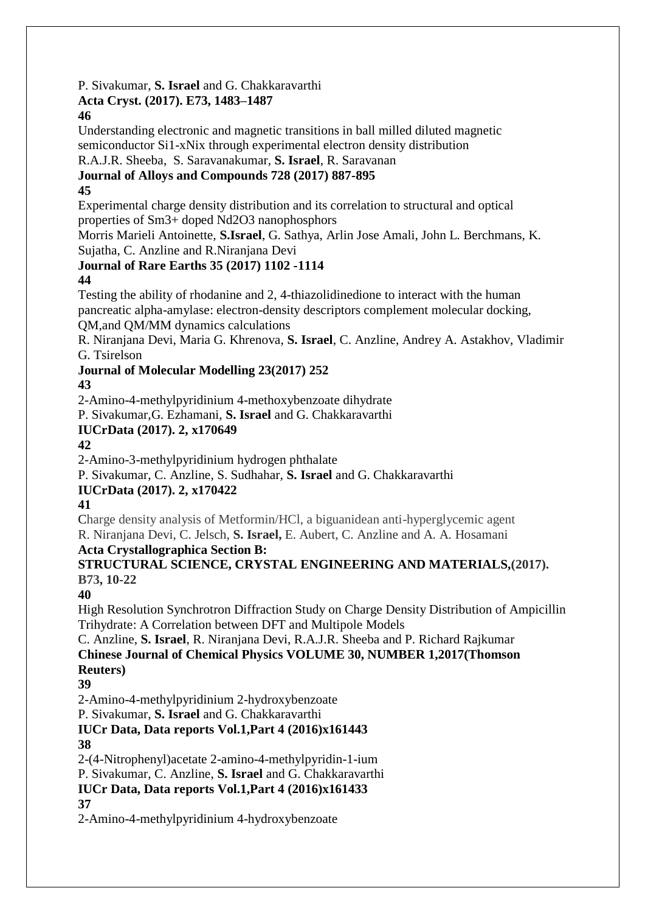P. Sivakumar, **S. Israel** and G. Chakkaravarthi

**Acta Cryst. (2017). E73, 1483–1487**

**46**

Understanding electronic and magnetic transitions in ball milled diluted magnetic semiconductor Si1-xNix through experimental electron density distribution

R.A.J.R. Sheeba, S. Saravanakumar, **S. Israel**, R. Saravanan

**Journal of Alloys and Compounds 728 (2017) 887-895**

**45**

Experimental charge density distribution and its correlation to structural and optical properties of Sm3+ doped Nd2O3 nanophosphors

Morris Marieli Antoinette, **S.Israel**, G. Sathya, Arlin Jose Amali, John L. Berchmans, K. Sujatha, C. Anzline and R.Niranjana Devi

**Journal of Rare Earths 35 (2017) 1102 -1114**

**44**

Testing the ability of rhodanine and 2, 4-thiazolidinedione to interact with the human pancreatic alpha-amylase: electron-density descriptors complement molecular docking, QM,and QM/MM dynamics calculations

R. Niranjana Devi, Maria G. Khrenova, **S. Israel**, C. Anzline, Andrey A. Astakhov, Vladimir G. Tsirelson

**Journal of Molecular Modelling 23(2017) 252**

**43**

2-Amino-4-methylpyridinium 4-methoxybenzoate dihydrate

P. Sivakumar,G. Ezhamani, **S. Israel** and G. Chakkaravarthi

**IUCrData (2017). 2, x170649**

**42**

2-Amino-3-methylpyridinium hydrogen phthalate

P. Sivakumar, C. Anzline, S. Sudhahar, **S. Israel** and G. Chakkaravarthi

**IUCrData (2017). 2, x170422**

**41**

Charge density analysis of Metformin/HCl, a biguanidean anti-hyperglycemic agent

R. Niranjana Devi, C. Jelsch, **S. Israel,** E. Aubert, C. Anzline and A. A. Hosamani

**Acta Crystallographica Section B:**
**STRUCTURAL SCIENCE, CRYSTAL ENGINEERING AND MATERIALS,(2017). B73, 10-22**

**40**

High Resolution Synchrotron Diffraction Study on Charge Density Distribution of Ampicillin Trihydrate: A Correlation between DFT and Multipole Models

C. Anzline, **S. Israel**, R. Niranjana Devi, R.A.J.R. Sheeba and P. Richard Rajkumar

**Chinese Journal of Chemical Physics VOLUME 30, NUMBER 1,2017(Thomson Reuters)**

**39**

2-Amino-4-methylpyridinium 2-hydroxybenzoate

P. Sivakumar, **S. Israel** and G. Chakkaravarthi

**IUCr Data, Data reports Vol.1,Part 4 (2016)x161443**

**38**

2-(4-Nitrophenyl)acetate 2-amino-4-methylpyridin-1-ium

P. Sivakumar, C. Anzline, **S. Israel** and G. Chakkaravarthi

**IUCr Data, Data reports Vol.1,Part 4 (2016)x161433**

**37**

2-Amino-4-methylpyridinium 4-hydroxybenzoate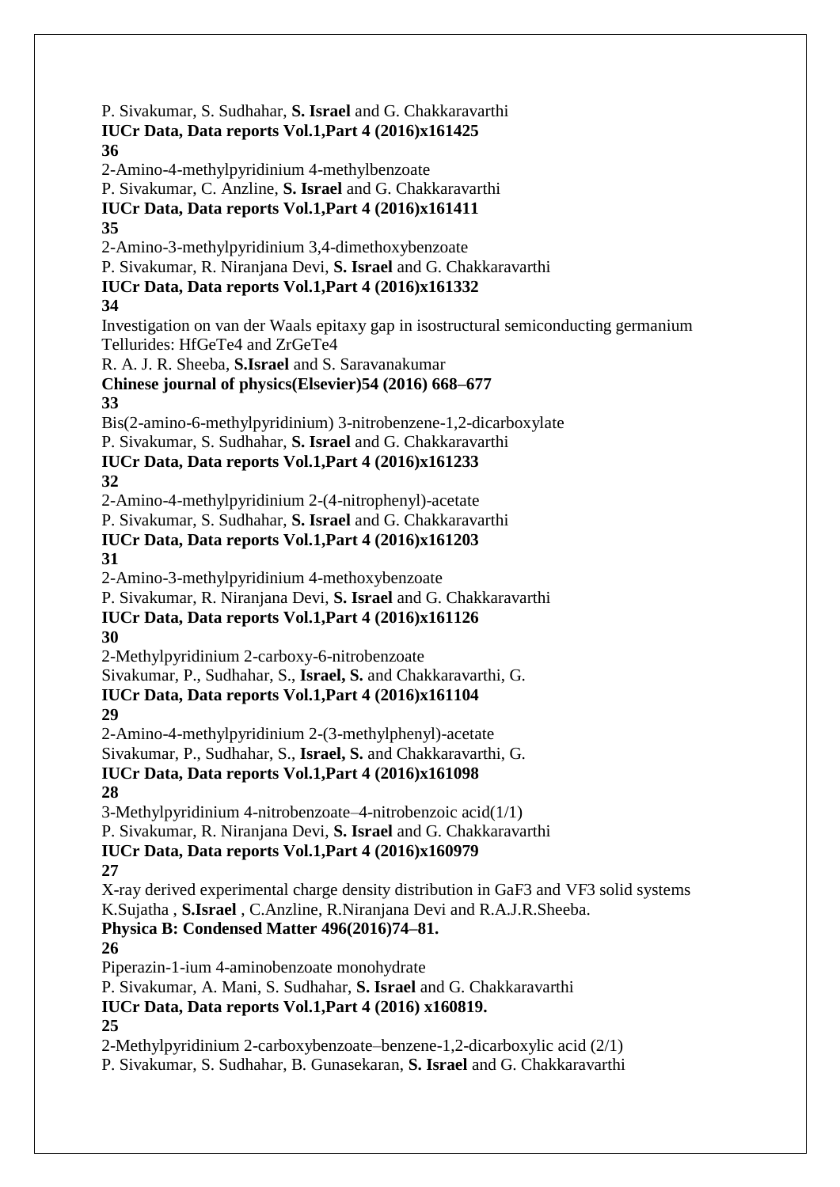P. Sivakumar, S. Sudhahar, **S. Israel** and G. Chakkaravarthi
**IUCr Data, Data reports Vol.1,Part 4 (2016)x161425**

**36**

2-Amino-4-methylpyridinium 4-methylbenzoate
P. Sivakumar, C. Anzline, **S. Israel** and G. Chakkaravarthi
**IUCr Data, Data reports Vol.1,Part 4 (2016)x161411**

**35**

2-Amino-3-methylpyridinium 3,4-dimethoxybenzoate
P. Sivakumar, R. Niranjana Devi, **S. Israel** and G. Chakkaravarthi
**IUCr Data, Data reports Vol.1,Part 4 (2016)x161332**

**34**

Investigation on van der Waals epitaxy gap in isostructural semiconducting germanium Tellurides: $HfGeTe_4$ and $ZrGeTe_4$
R. A. J. R. Sheeba, **S.Israel** and S. Saravanakumar
**Chinese journal of physics(Elsevier)54 (2016) 668–677**

**33**

Bis(2-amino-6-methylpyridinium) 3-nitrobenzene-1,2-dicarboxylate
P. Sivakumar, S. Sudhahar, **S. Israel** and G. Chakkaravarthi
**IUCr Data, Data reports Vol.1,Part 4 (2016)x161233**

**32**

2-Amino-4-methylpyridinium 2-(4-nitrophenyl)-acetate
P. Sivakumar, S. Sudhahar, **S. Israel** and G. Chakkaravarthi
**IUCr Data, Data reports Vol.1,Part 4 (2016)x161203**

**31**

2-Amino-3-methylpyridinium 4-methoxybenzoate
P. Sivakumar, R. Niranjana Devi, **S. Israel** and G. Chakkaravarthi
**IUCr Data, Data reports Vol.1,Part 4 (2016)x161126**

**30**

2-Methylpyridinium 2-carboxy-6-nitrobenzoate
Sivakumar, P., Sudhahar, S., **Israel, S.** and Chakkaravarthi, G.
**IUCr Data, Data reports Vol.1,Part 4 (2016)x161104**

**29**

2-Amino-4-methylpyridinium 2-(3-methylphenyl)-acetate
Sivakumar, P., Sudhahar, S., **Israel, S.** and Chakkaravarthi, G.
**IUCr Data, Data reports Vol.1,Part 4 (2016)x161098**

**28**

3-Methylpyridinium 4-nitrobenzoate–4-nitrobenzoic acid(1/1)
P. Sivakumar, R. Niranjana Devi, **S. Israel** and G. Chakkaravarthi
**IUCr Data, Data reports Vol.1,Part 4 (2016)x160979**

**27**

X-ray derived experimental charge density distribution in $GaF_3$ and $VF_3$ solid systems
K.Sujatha , **S.Israel** , C.Anzline, R.Niranjana Devi and R.A.J.R.Sheeba.
**Physica B: Condensed Matter 496(2016)74–81.**

**26**

Piperazin-1-ium 4-aminobenzoate monohydrate
P. Sivakumar, A. Mani, S. Sudhahar, **S. Israel** and G. Chakkaravarthi
**IUCr Data, Data reports Vol.1,Part 4 (2016) x160819.**

**25**

2-Methylpyridinium 2-carboxybenzoate–benzene-1,2-dicarboxylic acid (2/1)
P. Sivakumar, S. Sudhahar, B. Gunasekaran, **S. Israel** and G. Chakkaravarthi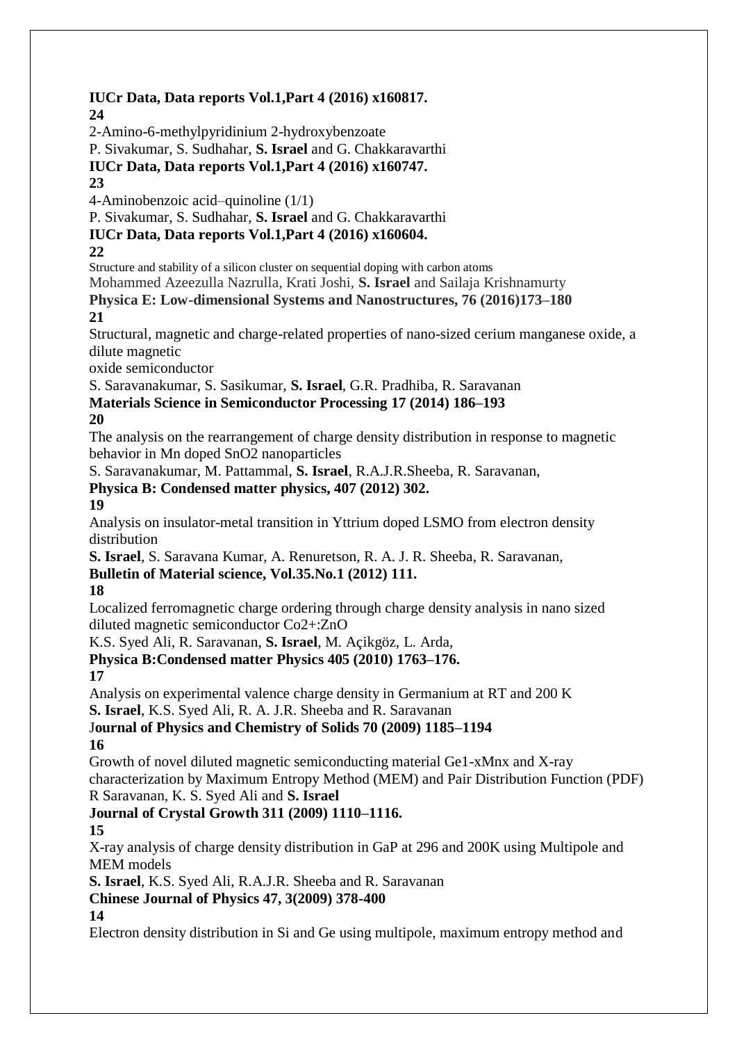**IUCr Data, Data reports Vol.1,Part 4 (2016) x160817.**

**24**

2-Amino-6-methylpyridinium 2-hydroxybenzoate

P. Sivakumar, S. Sudhahar, **S. Israel** and G. Chakkaravarthi

**IUCr Data, Data reports Vol.1,Part 4 (2016) x160747.**

**23**

4-Aminobenzoic acid–quinoline (1/1)

P. Sivakumar, S. Sudhahar, **S. Israel** and G. Chakkaravarthi

**IUCr Data, Data reports Vol.1,Part 4 (2016) x160604.**

**22**

Structure and stability of a silicon cluster on sequential doping with carbon atoms

Mohammed Azeezulla Nazrulla, Krati Joshi, **S. Israel** and Sailaja Krishnamurty

**Physica E: Low-dimensional Systems and Nanostructures, 76 (2016)173–180**

**21**

Structural, magnetic and charge-related properties of nano-sized cerium manganese oxide, a dilute magnetic oxide semiconductor

S. Saravanakumar, S. Sasikumar, **S. Israel**, G.R. Pradhiba, R. Saravanan

**Materials Science in Semiconductor Processing 17 (2014) 186–193**

**20**

The analysis on the rearrangement of charge density distribution in response to magnetic behavior in Mn doped $SnO_2$ nanoparticles

S. Saravanakumar, M. Pattammal, **S. Israel**, R.A.J.R.Sheeba, R. Saravanan,

**Physica B: Condensed matter physics, 407 (2012) 302.**

**19**

Analysis on insulator-metal transition in Yttrium doped LSMO from electron density distribution

**S. Israel**, S. Saravana Kumar, A. Renuretson, R. A. J. R. Sheeba, R. Saravanan,

**Bulletin of Material science, Vol.35.No.1 (2012) 111.**

**18**

Localized ferromagnetic charge ordering through charge density analysis in nano sized diluted magnetic semiconductor $Co^{2+}$:ZnO

K.S. Syed Ali, R. Saravanan, **S. Israel**, M. Açikgöz, L. Arda,

**Physica B:Condensed matter Physics 405 (2010) 1763–176.**

**17**

Analysis on experimental valence charge density in Germanium at RT and 200 K

**S. Israel**, K.S. Syed Ali, R. A. J.R. Sheeba and R. Saravanan

J**ournal of Physics and Chemistry of Solids 70 (2009) 1185–1194**

**16**

Growth of novel diluted magnetic semiconducting material $Ge_{1-x}Mn_x$ and X-ray characterization by Maximum Entropy Method (MEM) and Pair Distribution Function (PDF)

R Saravanan, K. S. Syed Ali and **S. Israel**

**Journal of Crystal Growth 311 (2009) 1110–1116.**

**15**

X-ray analysis of charge density distribution in GaP at 296 and 200K using Multipole and MEM models

**S. Israel**, K.S. Syed Ali, R.A.J.R. Sheeba and R. Saravanan

**Chinese Journal of Physics 47, 3(2009) 378-400**

**14**

Electron density distribution in Si and Ge using multipole, maximum entropy method and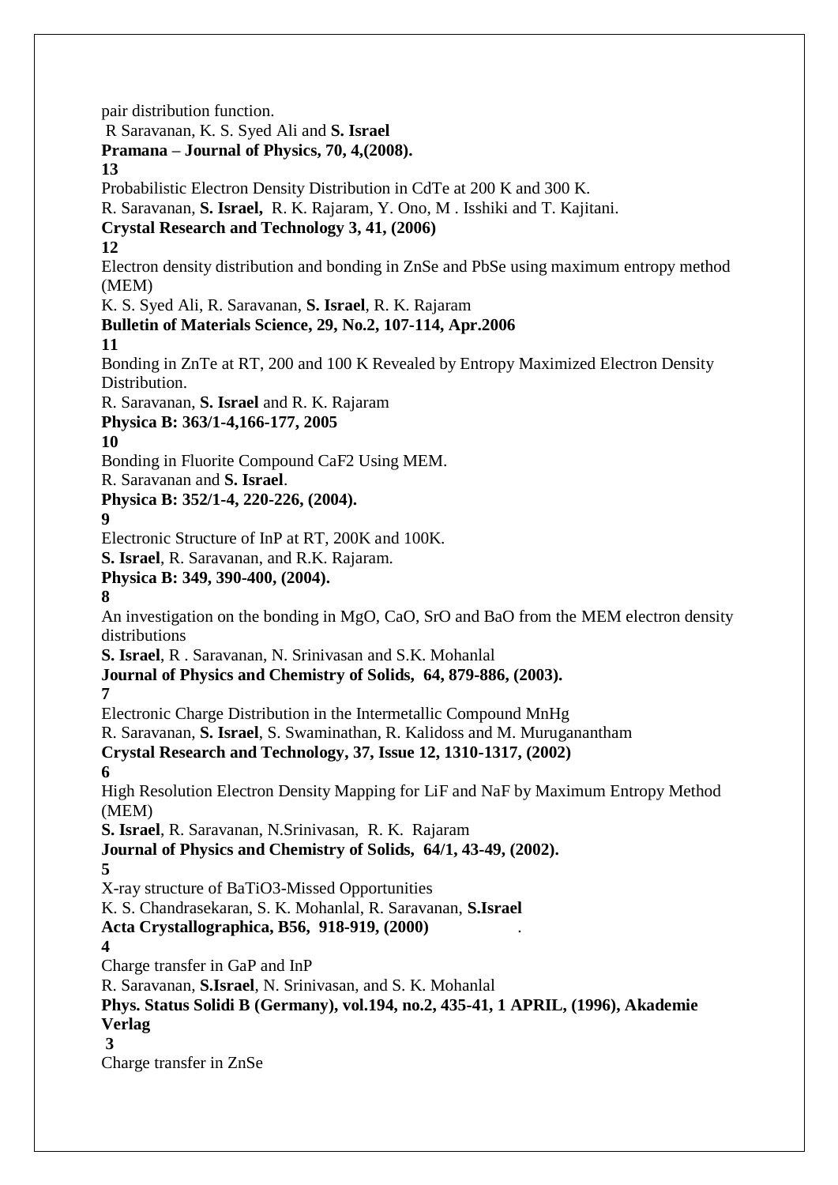pair distribution function.

R Saravanan, K. S. Syed Ali and **S. Israel**

**Pramana – Journal of Physics, 70, 4,(2008).**

**13**

Probabilistic Electron Density Distribution in CdTe at 200 K and 300 K.

R. Saravanan, **S. Israel,** R. K. Rajaram, Y. Ono, M . Isshiki and T. Kajitani.

**Crystal Research and Technology 3, 41, (2006)**

**12**

Electron density distribution and bonding in ZnSe and PbSe using maximum entropy method (MEM)

K. S. Syed Ali, R. Saravanan, **S. Israel**, R. K. Rajaram

**Bulletin of Materials Science, 29, No.2, 107-114, Apr.2006**

**11**

Bonding in ZnTe at RT, 200 and 100 K Revealed by Entropy Maximized Electron Density Distribution.

R. Saravanan, **S. Israel** and R. K. Rajaram

**Physica B: 363/1-4,166-177, 2005**

**10**

Bonding in Fluorite Compound $CaF_2$ Using MEM.

R. Saravanan and **S. Israel**.

**Physica B: 352/1-4, 220-226, (2004).**

**9**

Electronic Structure of InP at RT, 200K and 100K.

**S. Israel**, R. Saravanan, and R.K. Rajaram.

**Physica B: 349, 390-400, (2004).**

**8**

An investigation on the bonding in MgO, CaO, SrO and BaO from the MEM electron density distributions

**S. Israel**, R . Saravanan, N. Srinivasan and S.K. Mohanlal

**Journal of Physics and Chemistry of Solids, 64, 879-886, (2003).**

**7**

Electronic Charge Distribution in the Intermetallic Compound MnHg

R. Saravanan, **S. Israel**, S. Swaminathan, R. Kalidoss and M. Muruganantham

**Crystal Research and Technology, 37, Issue 12, 1310-1317, (2002)**

**6**

High Resolution Electron Density Mapping for LiF and NaF by Maximum Entropy Method (MEM)

**S. Israel**, R. Saravanan, N.Srinivasan, R. K. Rajaram

**Journal of Physics and Chemistry of Solids, 64/1, 43-49, (2002).**

**5**

X-ray structure of $BaTiO_3$-Missed Opportunities

K. S. Chandrasekaran, S. K. Mohanlal, R. Saravanan, **S.Israel**

**Acta Crystallographica, B56, 918-919, (2000)** .

**4**

Charge transfer in GaP and InP

R. Saravanan, **S.Israel**, N. Srinivasan, and S. K. Mohanlal

**Phys. Status Solidi B (Germany), vol.194, no.2, 435-41, 1 APRIL, (1996), Akademie Verlag**

**3**

Charge transfer in ZnSe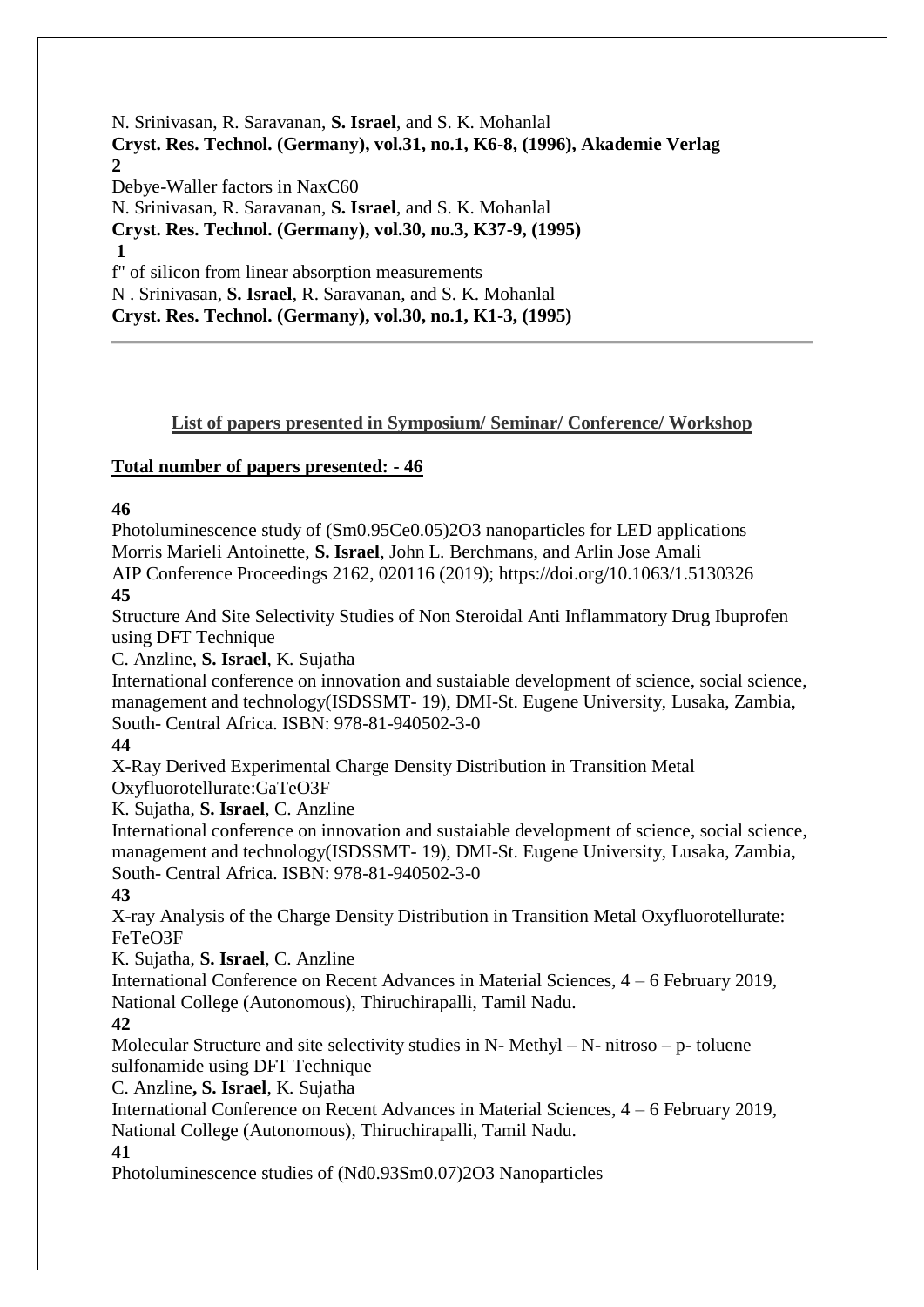N. Srinivasan, R. Saravanan, **S. Israel**, and S. K. Mohanlal
**Cryst. Res. Technol. (Germany), vol.31, no.1, K6-8, (1996), Akademie Verlag**
**2**
Debye-Waller factors in $Na_xC_{60}$
N. Srinivasan, R. Saravanan, **S. Israel**, and S. K. Mohanlal
**Cryst. Res. Technol. (Germany), vol.30, no.3, K37-9, (1995)**
**1**
f" of silicon from linear absorption measurements
N . Srinivasan, **S. Israel**, R. Saravanan, and S. K. Mohanlal
**Cryst. Res. Technol. (Germany), vol.30, no.1, K1-3, (1995)**

---

## List of papers presented in Symposium/ Seminar/ Conference/ Workshop

**Total number of papers presented: - 46**

**46**
Photoluminescence study of $(Sm_{0.95}Ce_{0.05})_2O_3$ nanoparticles for LED applications
Morris Marieli Antoinette, **S. Israel**, John L. Berchmans, and Arlin Jose Amali
AIP Conference Proceedings 2162, 020116 (2019); https://doi.org/10.1063/1.5130326
**45**
Structure And Site Selectivity Studies of Non Steroidal Anti Inflammatory Drug Ibuprofen using DFT Technique
C. Anzline, **S. Israel**, K. Sujatha
International conference on innovation and sustaiable development of science, social science, management and technology(ISDSSMT- 19), DMI-St. Eugene University, Lusaka, Zambia, South- Central Africa. ISBN: 978-81-940502-3-0
**44**
X-Ray Derived Experimental Charge Density Distribution in Transition Metal Oxyfluorotellurate:$GaTeO_3F$
K. Sujatha, **S. Israel**, C. Anzline
International conference on innovation and sustaiable development of science, social science, management and technology(ISDSSMT- 19), DMI-St. Eugene University, Lusaka, Zambia, South- Central Africa. ISBN: 978-81-940502-3-0
**43**
X-ray Analysis of the Charge Density Distribution in Transition Metal Oxyfluorotellurate: $FeTeO_3F$
K. Sujatha, **S. Israel**, C. Anzline
International Conference on Recent Advances in Material Sciences, 4 – 6 February 2019, National College (Autonomous), Thiruchirapalli, Tamil Nadu.
**42**
Molecular Structure and site selectivity studies in N- Methyl – N- nitroso – p- toluene sulfonamide using DFT Technique
C. Anzline**, S. Israel**, K. Sujatha
International Conference on Recent Advances in Material Sciences, 4 – 6 February 2019, National College (Autonomous), Thiruchirapalli, Tamil Nadu.
**41**
Photoluminescence studies of $(Nd_{0.93}Sm_{0.07})_2O_3$ Nanoparticles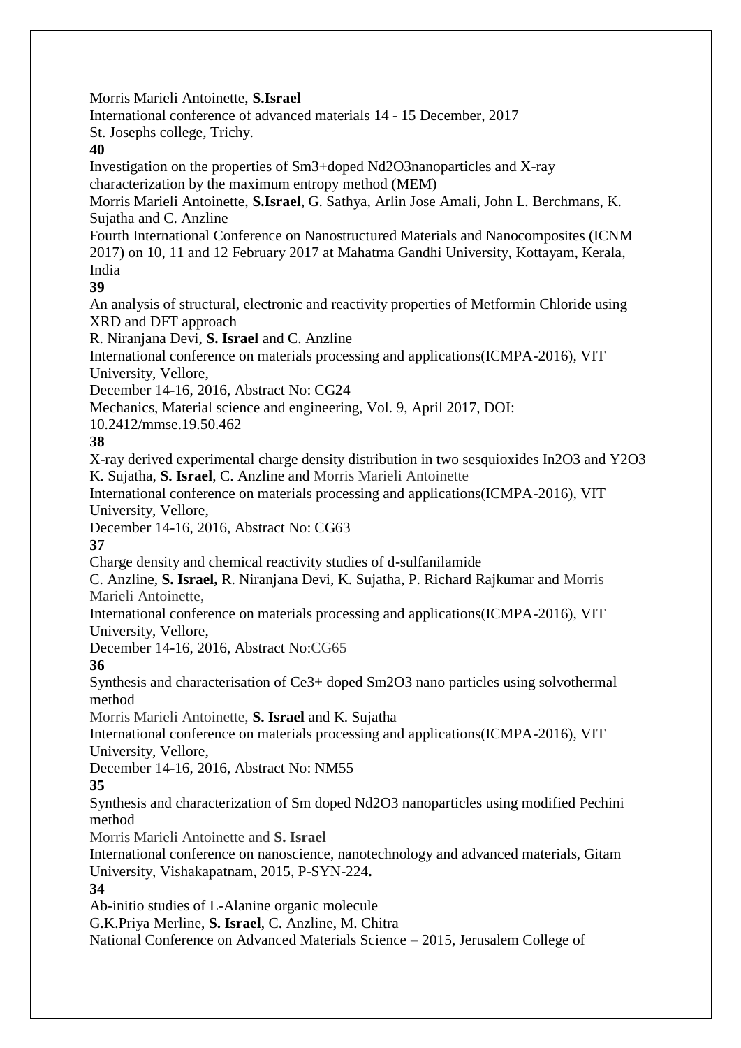Morris Marieli Antoinette, **S.Israel**
International conference of advanced materials 14 - 15 December, 2017
St. Josephs college, Trichy.

**40**

Investigation on the properties of $Sm^{3+}$doped $Nd_2O_3$nanoparticles and X-ray characterization by the maximum entropy method (MEM)
Morris Marieli Antoinette, **S.Israel**, G. Sathya, Arlin Jose Amali, John L. Berchmans, K. Sujatha and C. Anzline
Fourth International Conference on Nanostructured Materials and Nanocomposites (ICNM 2017) on 10, 11 and 12 February 2017 at Mahatma Gandhi University, Kottayam, Kerala, India

**39**

An analysis of structural, electronic and reactivity properties of Metformin Chloride using XRD and DFT approach
R. Niranjana Devi, **S. Israel** and C. Anzline
International conference on materials processing and applications(ICMPA-2016), VIT University, Vellore,
December 14-16, 2016, Abstract No: CG24
Mechanics, Material science and engineering, Vol. 9, April 2017, DOI: 10.2412/mmse.19.50.462

**38**

X-ray derived experimental charge density distribution in two sesquioxides $In_2O_3$ and $Y_2O_3$
K. Sujatha, **S. Israel**, C. Anzline and Morris Marieli Antoinette
International conference on materials processing and applications(ICMPA-2016), VIT University, Vellore,
December 14-16, 2016, Abstract No: CG63

**37**

Charge density and chemical reactivity studies of d-sulfanilamide
C. Anzline, **S. Israel,** R. Niranjana Devi, K. Sujatha, P. Richard Rajkumar and Morris Marieli Antoinette,
International conference on materials processing and applications(ICMPA-2016), VIT University, Vellore,
December 14-16, 2016, Abstract No:CG65

**36**

Synthesis and characterisation of $Ce^{3+}$ doped $Sm_2O_3$ nano particles using solvothermal method
Morris Marieli Antoinette, **S. Israel** and K. Sujatha
International conference on materials processing and applications(ICMPA-2016), VIT University, Vellore,
December 14-16, 2016, Abstract No: NM55

**35**

Synthesis and characterization of Sm doped $Nd_2O_3$ nanoparticles using modified Pechini method
Morris Marieli Antoinette and **S. Israel**
International conference on nanoscience, nanotechnology and advanced materials, Gitam University, Vishakapatnam, 2015, P-SYN-224**.**

**34**

Ab-initio studies of L-Alanine organic molecule
G.K.Priya Merline, **S. Israel**, C. Anzline, M. Chitra
National Conference on Advanced Materials Science – 2015, Jerusalem College of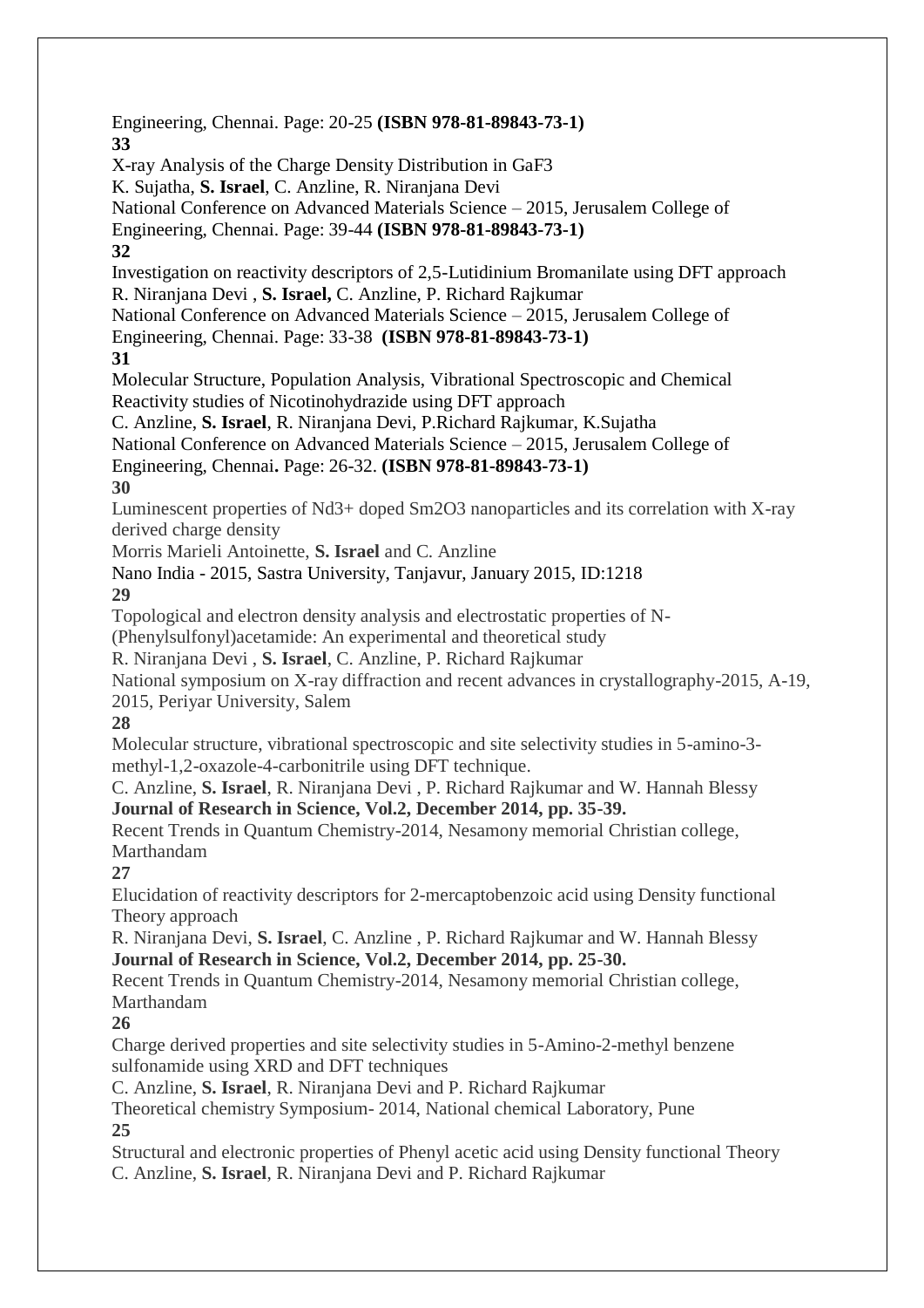Engineering, Chennai. Page: 20-25 **(ISBN 978-81-89843-73-1)**

**33**

X-ray Analysis of the Charge Density Distribution in $GaF_3$

K. Sujatha, **S. Israel**, C. Anzline, R. Niranjana Devi

National Conference on Advanced Materials Science – 2015, Jerusalem College of Engineering, Chennai. Page: 39-44 **(ISBN 978-81-89843-73-1)**

**32**

Investigation on reactivity descriptors of 2,5-Lutidinium Bromanilate using DFT approach

R. Niranjana Devi , **S. Israel,** C. Anzline, P. Richard Rajkumar

National Conference on Advanced Materials Science – 2015, Jerusalem College of Engineering, Chennai. Page: 33-38 **(ISBN 978-81-89843-73-1)**

**31**

Molecular Structure, Population Analysis, Vibrational Spectroscopic and Chemical Reactivity studies of Nicotinohydrazide using DFT approach

C. Anzline, **S. Israel**, R. Niranjana Devi, P.Richard Rajkumar, K.Sujatha

National Conference on Advanced Materials Science – 2015, Jerusalem College of Engineering, Chennai**.** Page: 26-32. **(ISBN 978-81-89843-73-1)**

**30**

Luminescent properties of $Nd^{3+}$ doped $Sm_2O_3$ nanoparticles and its correlation with X-ray derived charge density

Morris Marieli Antoinette, **S. Israel** and C. Anzline

Nano India - 2015, Sastra University, Tanjavur, January 2015, ID:1218

**29**

Topological and electron density analysis and electrostatic properties of N-(Phenylsulfonyl)acetamide: An experimental and theoretical study

R. Niranjana Devi , **S. Israel**, C. Anzline, P. Richard Rajkumar

National symposium on X-ray diffraction and recent advances in crystallography-2015, A-19, 2015, Periyar University, Salem

**28**

Molecular structure, vibrational spectroscopic and site selectivity studies in 5-amino-3-methyl-1,2-oxazole-4-carbonitrile using DFT technique.

C. Anzline, **S. Israel**, R. Niranjana Devi , P. Richard Rajkumar and W. Hannah Blessy

**Journal of Research in Science, Vol.2, December 2014, pp. 35-39.**

Recent Trends in Quantum Chemistry-2014, Nesamony memorial Christian college, Marthandam

**27**

Elucidation of reactivity descriptors for 2-mercaptobenzoic acid using Density functional Theory approach

R. Niranjana Devi, **S. Israel**, C. Anzline , P. Richard Rajkumar and W. Hannah Blessy

**Journal of Research in Science, Vol.2, December 2014, pp. 25-30.**

Recent Trends in Quantum Chemistry-2014, Nesamony memorial Christian college, Marthandam

**26**

Charge derived properties and site selectivity studies in 5-Amino-2-methyl benzene sulfonamide using XRD and DFT techniques

C. Anzline, **S. Israel**, R. Niranjana Devi and P. Richard Rajkumar

Theoretical chemistry Symposium- 2014, National chemical Laboratory, Pune

**25**

Structural and electronic properties of Phenyl acetic acid using Density functional Theory

C. Anzline, **S. Israel**, R. Niranjana Devi and P. Richard Rajkumar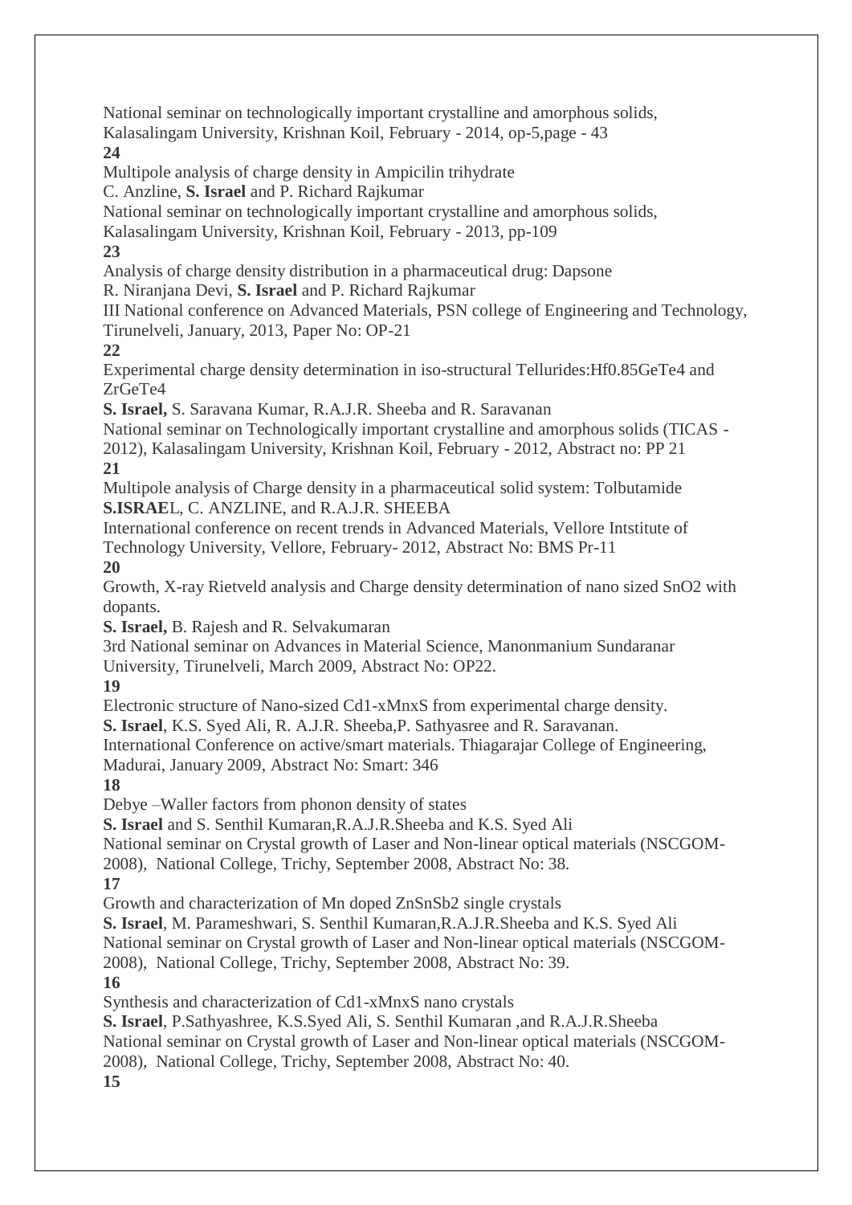National seminar on technologically important crystalline and amorphous solids, Kalasalingam University, Krishnan Koil, February - 2014, op-5,page - 43

**24**

Multipole analysis of charge density in Ampicilin trihydrate
C. Anzline, **S. Israel** and P. Richard Rajkumar
National seminar on technologically important crystalline and amorphous solids, Kalasalingam University, Krishnan Koil, February - 2013, pp-109

**23**

Analysis of charge density distribution in a pharmaceutical drug: Dapsone
R. Niranjana Devi, **S. Israel** and P. Richard Rajkumar
III National conference on Advanced Materials, PSN college of Engineering and Technology, Tirunelveli, January, 2013, Paper No: OP-21

**22**

Experimental charge density determination in iso-structural Tellurides:$Hf_{0.85}GeTe_4$ and $ZrGeTe_4$
**S. Israel,** S. Saravana Kumar, R.A.J.R. Sheeba and R. Saravanan
National seminar on Technologically important crystalline and amorphous solids (TICAS - 2012), Kalasalingam University, Krishnan Koil, February - 2012, Abstract no: PP 21

**21**

Multipole analysis of Charge density in a pharmaceutical solid system: Tolbutamide
**S.ISRAE**L, C. ANZLINE, and R.A.J.R. SHEEBA
International conference on recent trends in Advanced Materials, Vellore Intstitute of Technology University, Vellore, February- 2012, Abstract No: BMS Pr-11

**20**

Growth, X-ray Rietveld analysis and Charge density determination of nano sized $SnO_2$ with dopants.
**S. Israel,** B. Rajesh and R. Selvakumaran
3rd National seminar on Advances in Material Science, Manonmanium Sundaranar University, Tirunelveli, March 2009, Abstract No: OP22.

**19**

Electronic structure of Nano-sized $Cd_{1-x}Mn_xS$ from experimental charge density.
**S. Israel**, K.S. Syed Ali, R. A.J.R. Sheeba,P. Sathyasree and R. Saravanan.
International Conference on active/smart materials. Thiagarajar College of Engineering, Madurai, January 2009, Abstract No: Smart: 346

**18**

Debye –Waller factors from phonon density of states
**S. Israel** and S. Senthil Kumaran,R.A.J.R.Sheeba and K.S. Syed Ali
National seminar on Crystal growth of Laser and Non-linear optical materials (NSCGOM-2008), National College, Trichy, September 2008, Abstract No: 38.

**17**

Growth and characterization of Mn doped $ZnSnSb_2$ single crystals
**S. Israel**, M. Parameshwari, S. Senthil Kumaran,R.A.J.R.Sheeba and K.S. Syed Ali
National seminar on Crystal growth of Laser and Non-linear optical materials (NSCGOM-2008), National College, Trichy, September 2008, Abstract No: 39.

**16**

Synthesis and characterization of $Cd_{1-x}Mn_xS$ nano crystals
**S. Israel**, P.Sathyashree, K.S.Syed Ali, S. Senthil Kumaran ,and R.A.J.R.Sheeba
National seminar on Crystal growth of Laser and Non-linear optical materials (NSCGOM-2008), National College, Trichy, September 2008, Abstract No: 40.

**15**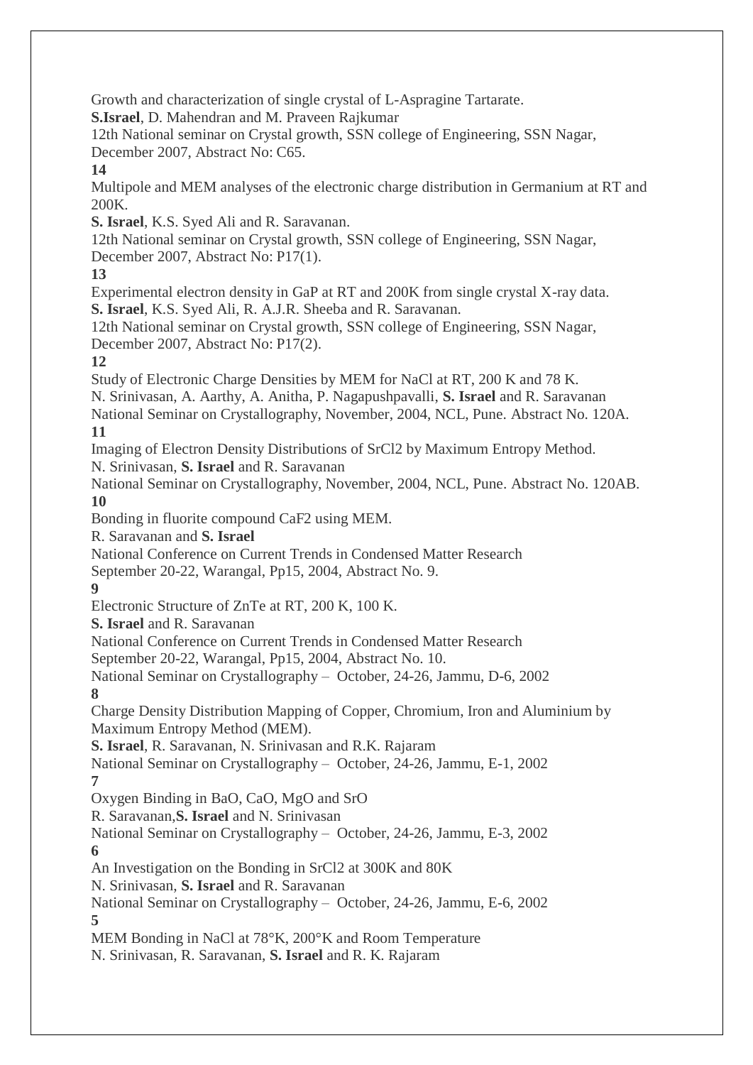Growth and characterization of single crystal of L-Aspragine Tartarate.
**S.Israel**, D. Mahendran and M. Praveen Rajkumar
12th National seminar on Crystal growth, SSN college of Engineering, SSN Nagar, December 2007, Abstract No: C65.

**14**

Multipole and MEM analyses of the electronic charge distribution in Germanium at RT and 200K.
**S. Israel**, K.S. Syed Ali and R. Saravanan.
12th National seminar on Crystal growth, SSN college of Engineering, SSN Nagar, December 2007, Abstract No: P17(1).

**13**

Experimental electron density in GaP at RT and 200K from single crystal X-ray data.
**S. Israel**, K.S. Syed Ali, R. A.J.R. Sheeba and R. Saravanan.
12th National seminar on Crystal growth, SSN college of Engineering, SSN Nagar, December 2007, Abstract No: P17(2).

**12**

Study of Electronic Charge Densities by MEM for NaCl at RT, 200 K and 78 K.
N. Srinivasan, A. Aarthy, A. Anitha, P. Nagapushpavalli, **S. Israel** and R. Saravanan
National Seminar on Crystallography, November, 2004, NCL, Pune. Abstract No. 120A.

**11**

Imaging of Electron Density Distributions of SrCl2 by Maximum Entropy Method.
N. Srinivasan, **S. Israel** and R. Saravanan
National Seminar on Crystallography, November, 2004, NCL, Pune. Abstract No. 120AB.

**10**

Bonding in fluorite compound CaF2 using MEM.
R. Saravanan and **S. Israel**
National Conference on Current Trends in Condensed Matter Research
September 20-22, Warangal, Pp15, 2004, Abstract No. 9.

**9**

Electronic Structure of ZnTe at RT, 200 K, 100 K.
**S. Israel** and R. Saravanan
National Conference on Current Trends in Condensed Matter Research
September 20-22, Warangal, Pp15, 2004, Abstract No. 10.
National Seminar on Crystallography – October, 24-26, Jammu, D-6, 2002

**8**

Charge Density Distribution Mapping of Copper, Chromium, Iron and Aluminium by Maximum Entropy Method (MEM).
**S. Israel**, R. Saravanan, N. Srinivasan and R.K. Rajaram
National Seminar on Crystallography – October, 24-26, Jammu, E-1, 2002

**7**

Oxygen Binding in BaO, CaO, MgO and SrO
R. Saravanan,**S. Israel** and N. Srinivasan
National Seminar on Crystallography – October, 24-26, Jammu, E-3, 2002

**6**

An Investigation on the Bonding in SrCl2 at 300K and 80K
N. Srinivasan, **S. Israel** and R. Saravanan
National Seminar on Crystallography – October, 24-26, Jammu, E-6, 2002

**5**

MEM Bonding in NaCl at 78°K, 200°K and Room Temperature
N. Srinivasan, R. Saravanan, **S. Israel** and R. K. Rajaram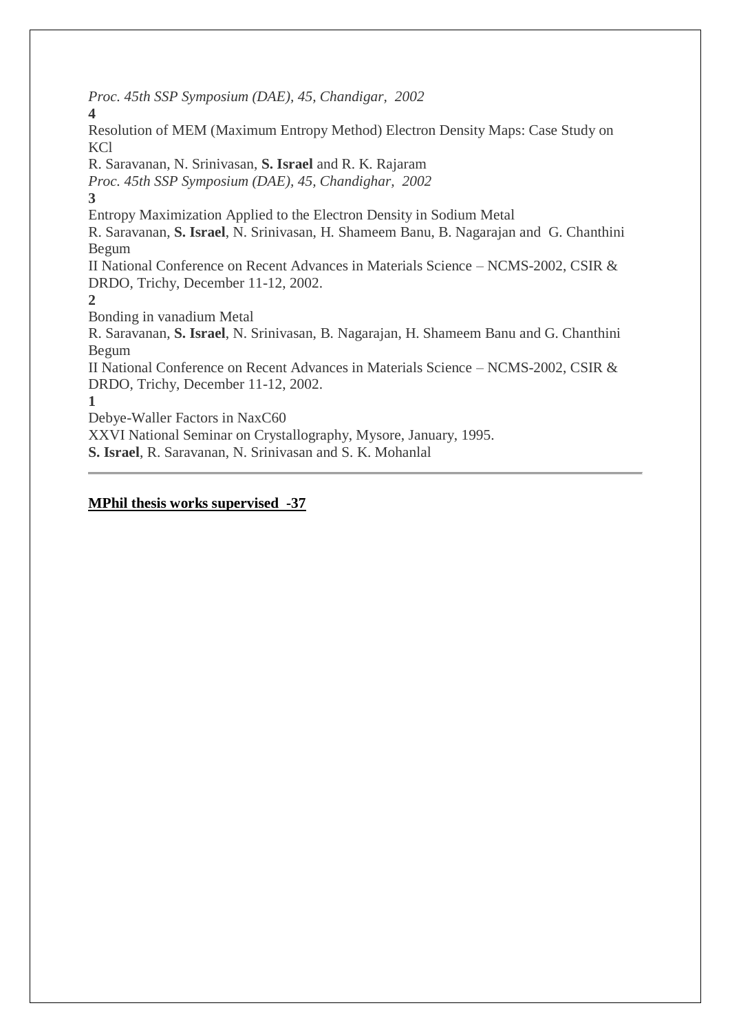*Proc. 45th SSP Symposium (DAE), 45, Chandigar, 2002*

**4**

Resolution of MEM (Maximum Entropy Method) Electron Density Maps: Case Study on KCl

R. Saravanan, N. Srinivasan, **S. Israel** and R. K. Rajaram

*Proc. 45th SSP Symposium (DAE), 45, Chandighar, 2002*

**3**

Entropy Maximization Applied to the Electron Density in Sodium Metal

R. Saravanan, **S. Israel**, N. Srinivasan, H. Shameem Banu, B. Nagarajan and G. Chanthini Begum

II National Conference on Recent Advances in Materials Science – NCMS-2002, CSIR & DRDO, Trichy, December 11-12, 2002.

**2**

Bonding in vanadium Metal

R. Saravanan, **S. Israel**, N. Srinivasan, B. Nagarajan, H. Shameem Banu and G. Chanthini Begum

II National Conference on Recent Advances in Materials Science – NCMS-2002, CSIR & DRDO, Trichy, December 11-12, 2002.

**1**

Debye-Waller Factors in $Na_xC_{60}$

XXVI National Seminar on Crystallography, Mysore, January, 1995.

**S. Israel**, R. Saravanan, N. Srinivasan and S. K. Mohanlal

---

**MPhil thesis works supervised -37**